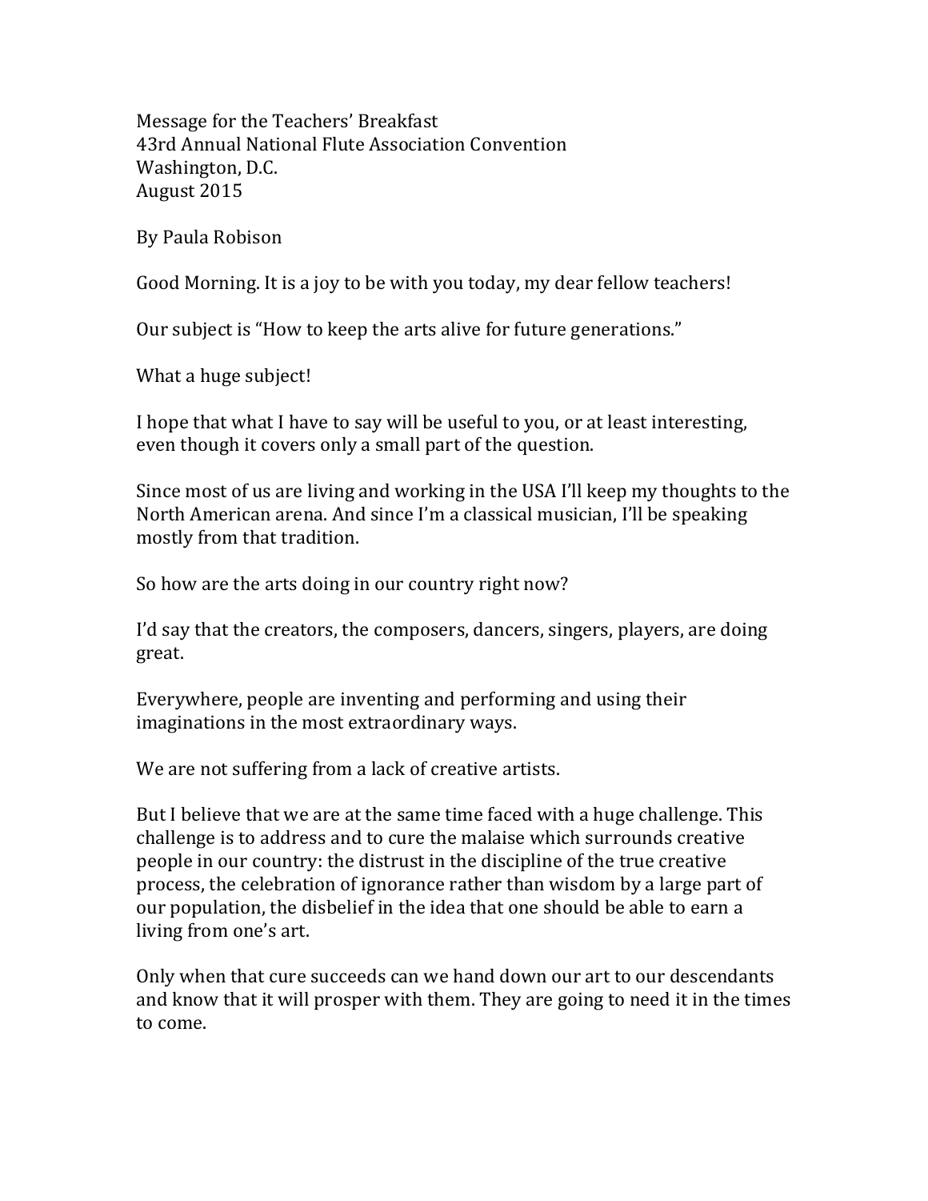Message for the Teachers' Breakfast
43rd Annual National Flute Association Convention
Washington, D.C.
August 2015

By Paula Robison

Good Morning. It is a joy to be with you today, my dear fellow teachers!

Our subject is "How to keep the arts alive for future generations."

What a huge subject!

I hope that what I have to say will be useful to you, or at least interesting, even though it covers only a small part of the question.

Since most of us are living and working in the USA I'll keep my thoughts to the North American arena. And since I'm a classical musician, I'll be speaking mostly from that tradition.

So how are the arts doing in our country right now?

I'd say that the creators, the composers, dancers, singers, players, are doing great.

Everywhere, people are inventing and performing and using their imaginations in the most extraordinary ways.

We are not suffering from a lack of creative artists.

But I believe that we are at the same time faced with a huge challenge. This challenge is to address and to cure the malaise which surrounds creative people in our country: the distrust in the discipline of the true creative process, the celebration of ignorance rather than wisdom by a large part of our population, the disbelief in the idea that one should be able to earn a living from one's art.

Only when that cure succeeds can we hand down our art to our descendants and know that it will prosper with them. They are going to need it in the times to come.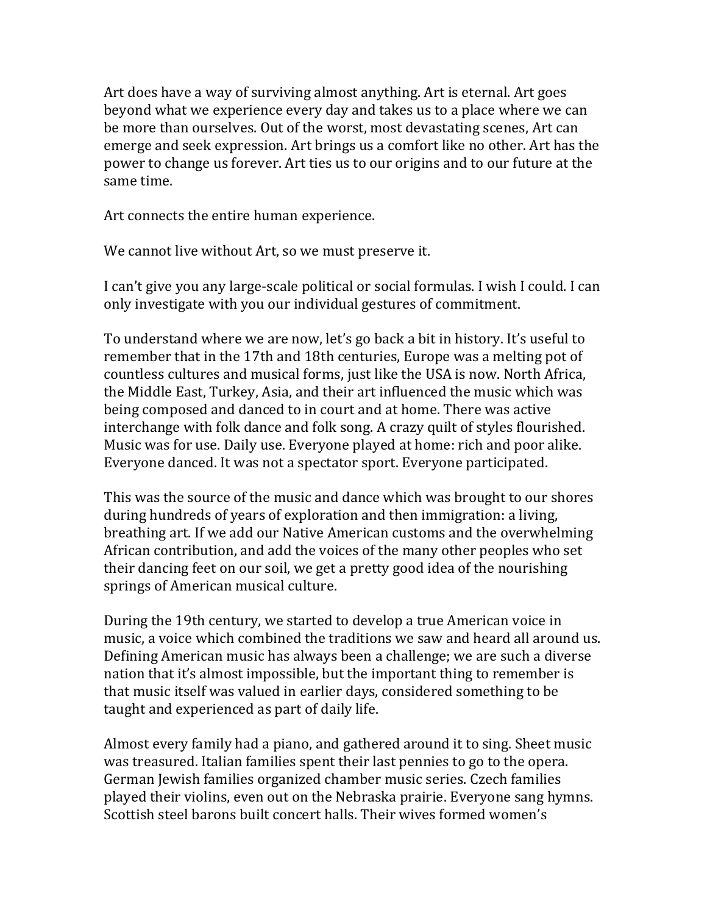Art does have a way of surviving almost anything. Art is eternal. Art goes beyond what we experience every day and takes us to a place where we can be more than ourselves. Out of the worst, most devastating scenes, Art can emerge and seek expression. Art brings us a comfort like no other. Art has the power to change us forever. Art ties us to our origins and to our future at the same time.

Art connects the entire human experience.

We cannot live without Art, so we must preserve it.

I can't give you any large-scale political or social formulas. I wish I could. I can only investigate with you our individual gestures of commitment.

To understand where we are now, let's go back a bit in history. It's useful to remember that in the 17th and 18th centuries, Europe was a melting pot of countless cultures and musical forms, just like the USA is now. North Africa, the Middle East, Turkey, Asia, and their art influenced the music which was being composed and danced to in court and at home. There was active interchange with folk dance and folk song. A crazy quilt of styles flourished. Music was for use. Daily use. Everyone played at home: rich and poor alike. Everyone danced. It was not a spectator sport. Everyone participated.

This was the source of the music and dance which was brought to our shores during hundreds of years of exploration and then immigration: a living, breathing art. If we add our Native American customs and the overwhelming African contribution, and add the voices of the many other peoples who set their dancing feet on our soil, we get a pretty good idea of the nourishing springs of American musical culture.

During the 19th century, we started to develop a true American voice in music, a voice which combined the traditions we saw and heard all around us. Defining American music has always been a challenge; we are such a diverse nation that it's almost impossible, but the important thing to remember is that music itself was valued in earlier days, considered something to be taught and experienced as part of daily life.

Almost every family had a piano, and gathered around it to sing. Sheet music was treasured. Italian families spent their last pennies to go to the opera. German Jewish families organized chamber music series. Czech families played their violins, even out on the Nebraska prairie. Everyone sang hymns. Scottish steel barons built concert halls. Their wives formed women's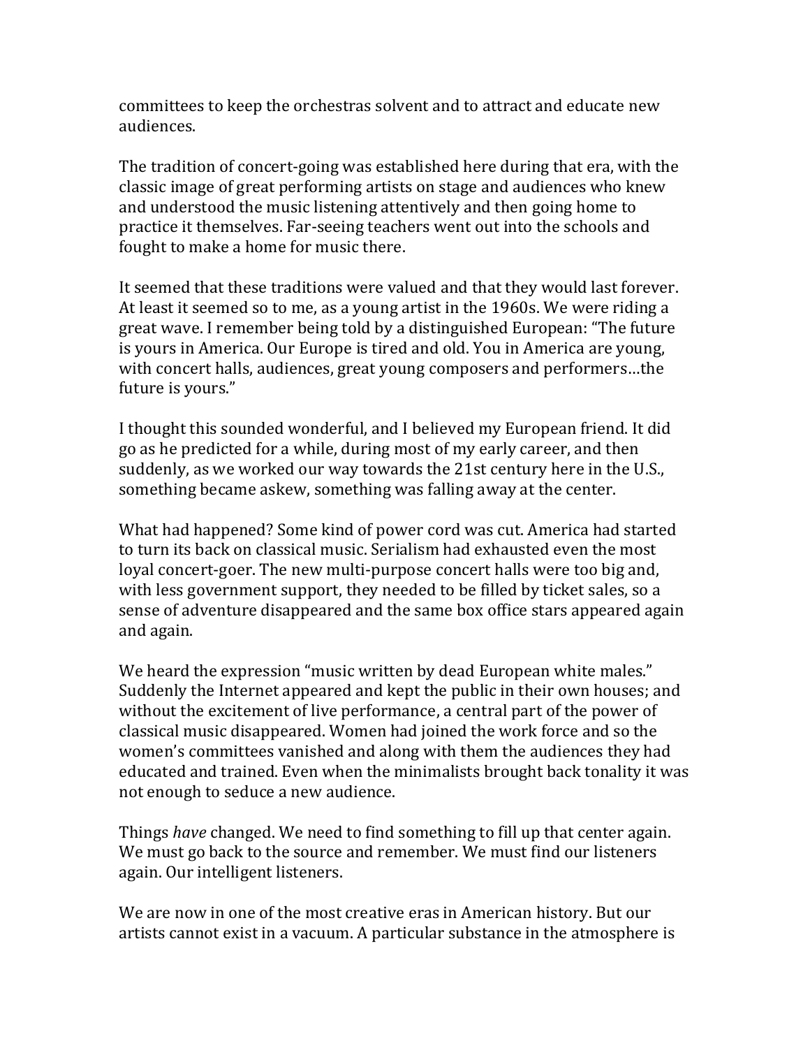committees to keep the orchestras solvent and to attract and educate new audiences.

The tradition of concert-going was established here during that era, with the classic image of great performing artists on stage and audiences who knew and understood the music listening attentively and then going home to practice it themselves. Far-seeing teachers went out into the schools and fought to make a home for music there.

It seemed that these traditions were valued and that they would last forever. At least it seemed so to me, as a young artist in the 1960s. We were riding a great wave. I remember being told by a distinguished European: "The future is yours in America. Our Europe is tired and old. You in America are young, with concert halls, audiences, great young composers and performers…the future is yours."

I thought this sounded wonderful, and I believed my European friend. It did go as he predicted for a while, during most of my early career, and then suddenly, as we worked our way towards the 21st century here in the U.S., something became askew, something was falling away at the center.

What had happened? Some kind of power cord was cut. America had started to turn its back on classical music. Serialism had exhausted even the most loyal concert-goer. The new multi-purpose concert halls were too big and, with less government support, they needed to be filled by ticket sales, so a sense of adventure disappeared and the same box office stars appeared again and again.

We heard the expression "music written by dead European white males." Suddenly the Internet appeared and kept the public in their own houses; and without the excitement of live performance, a central part of the power of classical music disappeared. Women had joined the work force and so the women's committees vanished and along with them the audiences they had educated and trained. Even when the minimalists brought back tonality it was not enough to seduce a new audience.

Things *have* changed. We need to find something to fill up that center again. We must go back to the source and remember. We must find our listeners again. Our intelligent listeners.

We are now in one of the most creative eras in American history. But our artists cannot exist in a vacuum. A particular substance in the atmosphere is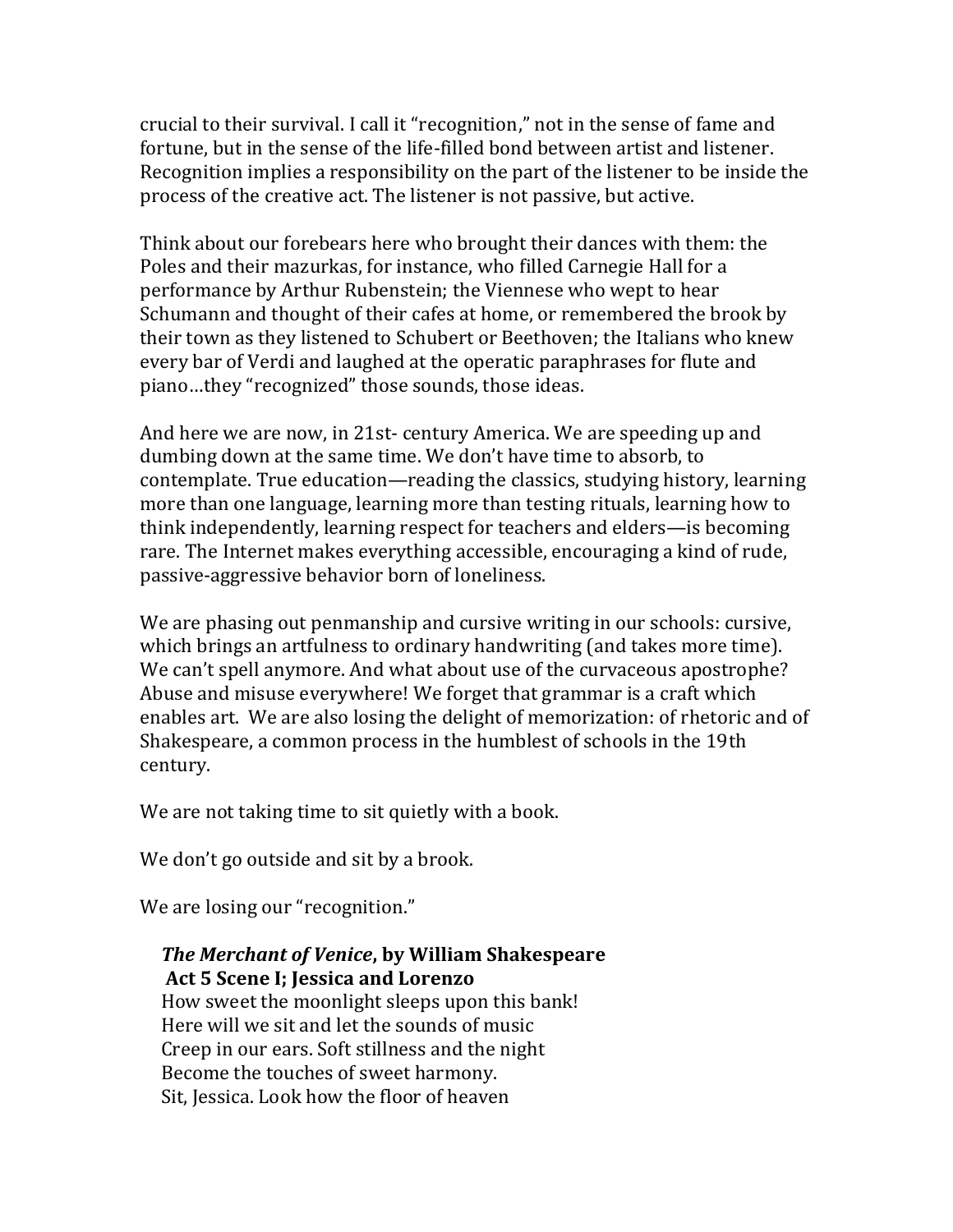crucial to their survival. I call it "recognition," not in the sense of fame and fortune, but in the sense of the life-filled bond between artist and listener. Recognition implies a responsibility on the part of the listener to be inside the process of the creative act. The listener is not passive, but active.

Think about our forebears here who brought their dances with them: the Poles and their mazurkas, for instance, who filled Carnegie Hall for a performance by Arthur Rubenstein; the Viennese who wept to hear Schumann and thought of their cafes at home, or remembered the brook by their town as they listened to Schubert or Beethoven; the Italians who knew every bar of Verdi and laughed at the operatic paraphrases for flute and piano…they "recognized" those sounds, those ideas.

And here we are now, in 21st- century America. We are speeding up and dumbing down at the same time. We don't have time to absorb, to contemplate. True education—reading the classics, studying history, learning more than one language, learning more than testing rituals, learning how to think independently, learning respect for teachers and elders—is becoming rare. The Internet makes everything accessible, encouraging a kind of rude, passive-aggressive behavior born of loneliness.

We are phasing out penmanship and cursive writing in our schools: cursive, which brings an artfulness to ordinary handwriting (and takes more time). We can't spell anymore. And what about use of the curvaceous apostrophe? Abuse and misuse everywhere! We forget that grammar is a craft which enables art. We are also losing the delight of memorization: of rhetoric and of Shakespeare, a common process in the humblest of schools in the 19th century.

We are not taking time to sit quietly with a book.

We don't go outside and sit by a brook.

We are losing our "recognition."

***The Merchant of Venice*, by William Shakespeare**
**Act 5 Scene I; Jessica and Lorenzo**

How sweet the moonlight sleeps upon this bank!
Here will we sit and let the sounds of music
Creep in our ears. Soft stillness and the night
Become the touches of sweet harmony.
Sit, Jessica. Look how the floor of heaven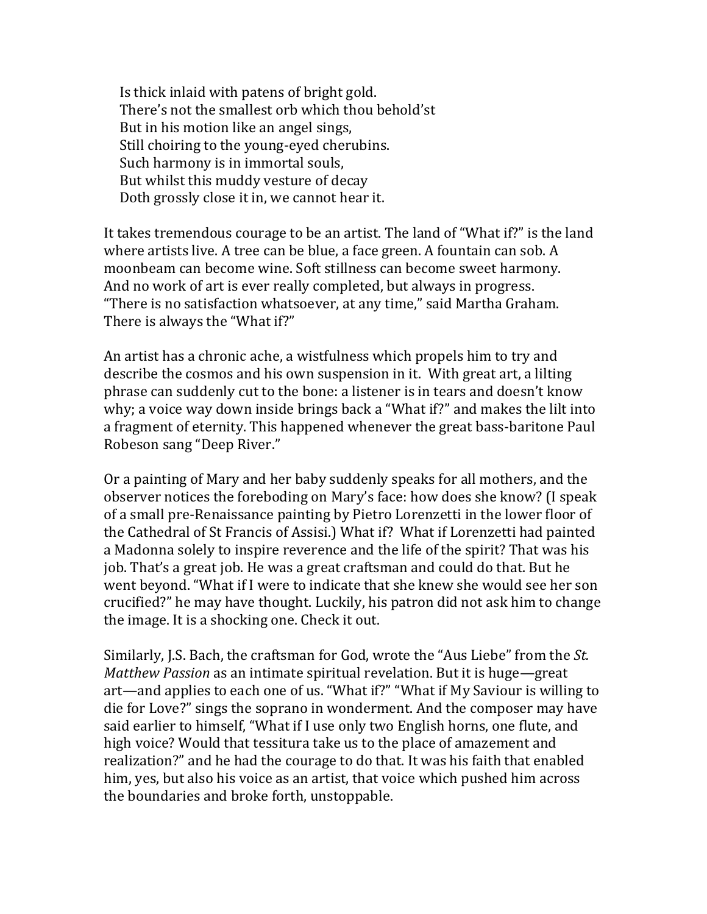> Is thick inlaid with patens of bright gold.
> There's not the smallest orb which thou behold'st
> But in his motion like an angel sings,
> Still choiring to the young-eyed cherubins.
> Such harmony is in immortal souls,
> But whilst this muddy vesture of decay
> Doth grossly close it in, we cannot hear it.

It takes tremendous courage to be an artist. The land of "What if?" is the land where artists live. A tree can be blue, a face green. A fountain can sob. A moonbeam can become wine. Soft stillness can become sweet harmony. And no work of art is ever really completed, but always in progress. "There is no satisfaction whatsoever, at any time," said Martha Graham. There is always the "What if?"

An artist has a chronic ache, a wistfulness which propels him to try and describe the cosmos and his own suspension in it. With great art, a lilting phrase can suddenly cut to the bone: a listener is in tears and doesn't know why; a voice way down inside brings back a "What if?" and makes the lilt into a fragment of eternity. This happened whenever the great bass-baritone Paul Robeson sang "Deep River."

Or a painting of Mary and her baby suddenly speaks for all mothers, and the observer notices the foreboding on Mary's face: how does she know? (I speak of a small pre-Renaissance painting by Pietro Lorenzetti in the lower floor of the Cathedral of St Francis of Assisi.) What if? What if Lorenzetti had painted a Madonna solely to inspire reverence and the life of the spirit? That was his job. That's a great job. He was a great craftsman and could do that. But he went beyond. "What if I were to indicate that she knew she would see her son crucified?" he may have thought. Luckily, his patron did not ask him to change the image. It is a shocking one. Check it out.

Similarly, J.S. Bach, the craftsman for God, wrote the "Aus Liebe" from the *St. Matthew Passion* as an intimate spiritual revelation. But it is huge—great art—and applies to each one of us. "What if?" "What if My Saviour is willing to die for Love?" sings the soprano in wonderment. And the composer may have said earlier to himself, "What if I use only two English horns, one flute, and high voice? Would that tessitura take us to the place of amazement and realization?" and he had the courage to do that. It was his faith that enabled him, yes, but also his voice as an artist, that voice which pushed him across the boundaries and broke forth, unstoppable.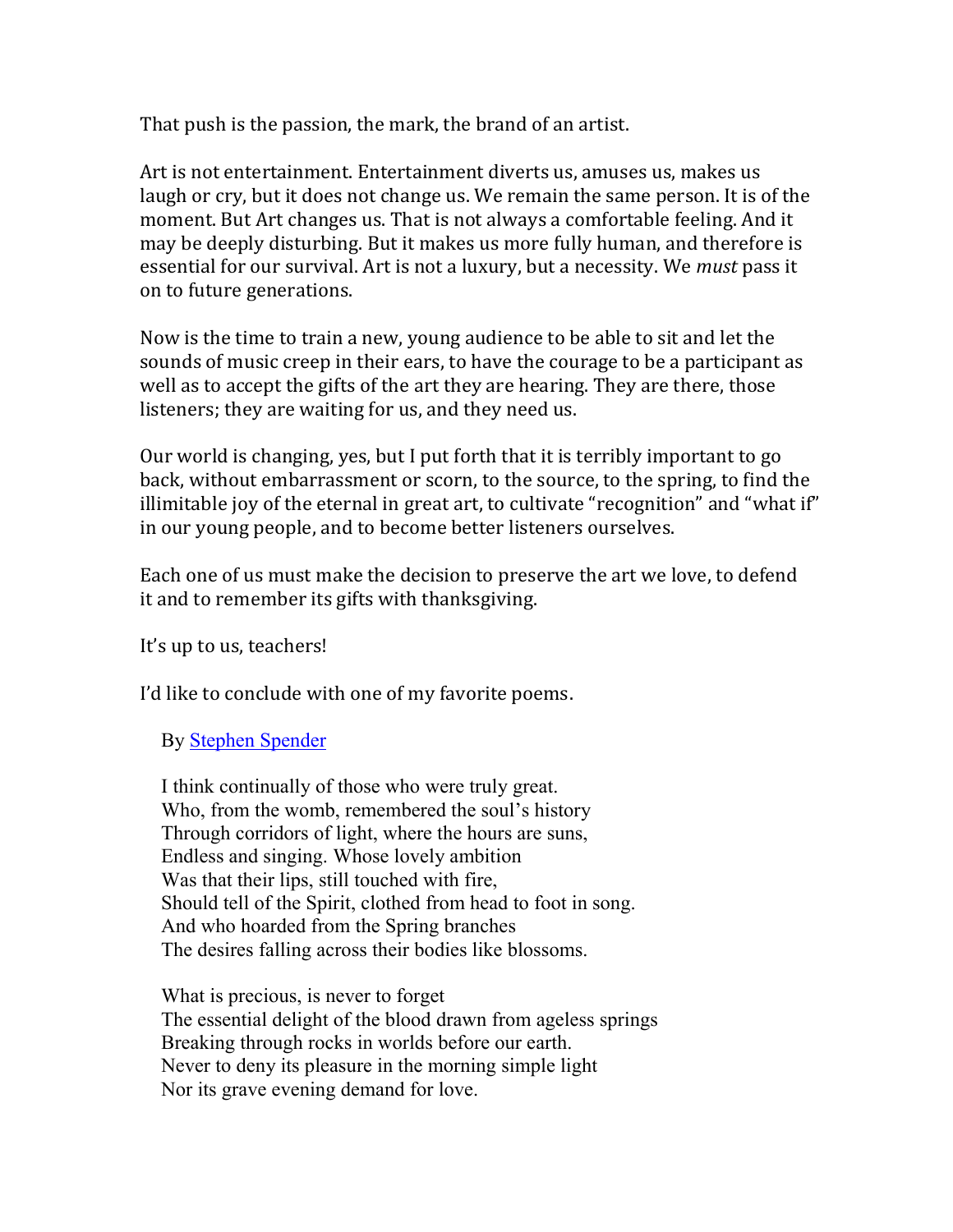That push is the passion, the mark, the brand of an artist.

Art is not entertainment. Entertainment diverts us, amuses us, makes us laugh or cry, but it does not change us. We remain the same person. It is of the moment. But Art changes us. That is not always a comfortable feeling. And it may be deeply disturbing. But it makes us more fully human, and therefore is essential for our survival. Art is not a luxury, but a necessity. We *must* pass it on to future generations.

Now is the time to train a new, young audience to be able to sit and let the sounds of music creep in their ears, to have the courage to be a participant as well as to accept the gifts of the art they are hearing. They are there, those listeners; they are waiting for us, and they need us.

Our world is changing, yes, but I put forth that it is terribly important to go back, without embarrassment or scorn, to the source, to the spring, to find the illimitable joy of the eternal in great art, to cultivate "recognition" and "what if" in our young people, and to become better listeners ourselves.

Each one of us must make the decision to preserve the art we love, to defend it and to remember its gifts with thanksgiving.

It's up to us, teachers!

I'd like to conclude with one of my favorite poems.

By Stephen Spender

I think continually of those who were truly great.
Who, from the womb, remembered the soul's history
Through corridors of light, where the hours are suns,
Endless and singing. Whose lovely ambition
Was that their lips, still touched with fire,
Should tell of the Spirit, clothed from head to foot in song.
And who hoarded from the Spring branches
The desires falling across their bodies like blossoms.

What is precious, is never to forget
The essential delight of the blood drawn from ageless springs
Breaking through rocks in worlds before our earth.
Never to deny its pleasure in the morning simple light
Nor its grave evening demand for love.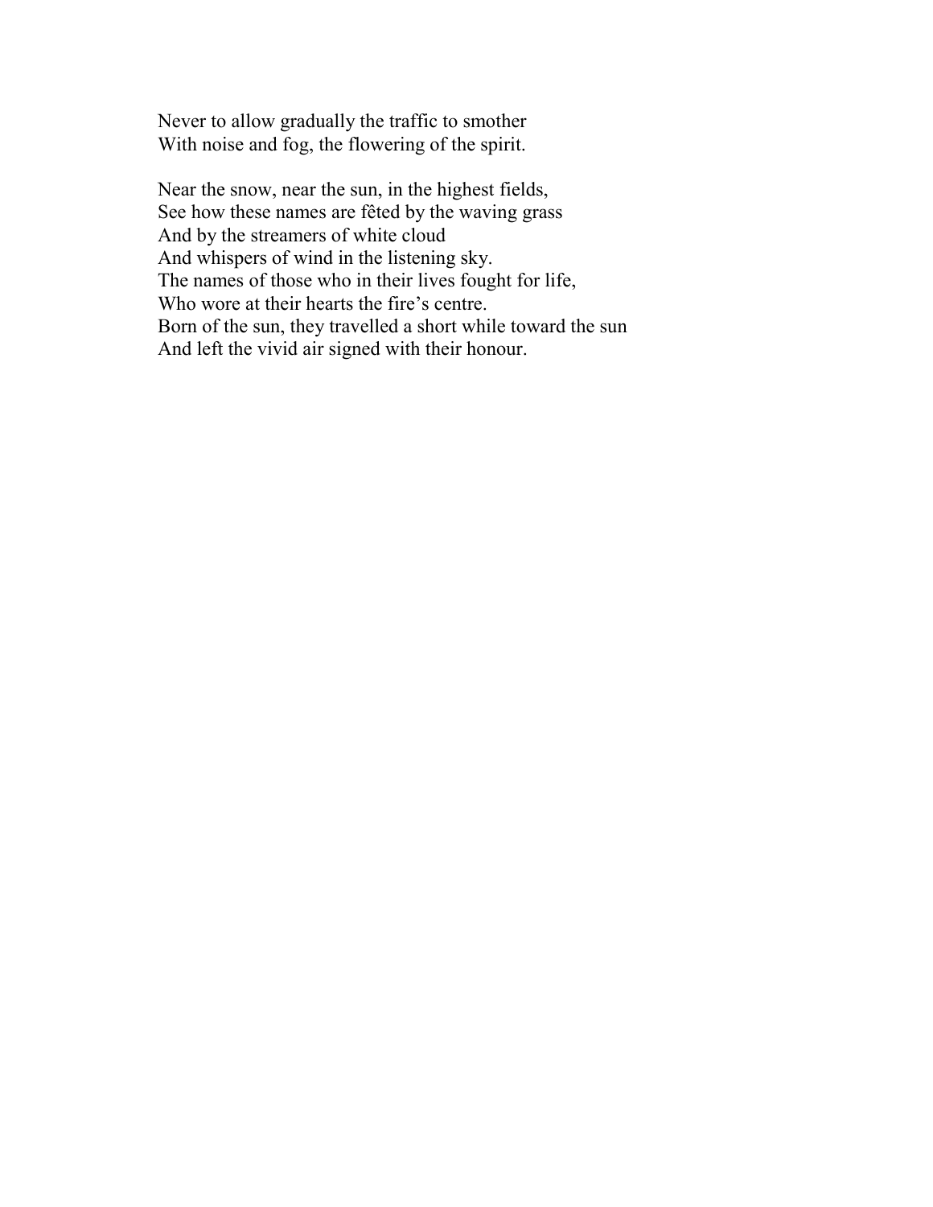Never to allow gradually the traffic to smother
With noise and fog, the flowering of the spirit.

Near the snow, near the sun, in the highest fields,
See how these names are fêted by the waving grass
And by the streamers of white cloud
And whispers of wind in the listening sky.
The names of those who in their lives fought for life,
Who wore at their hearts the fire's centre.
Born of the sun, they travelled a short while toward the sun
And left the vivid air signed with their honour.